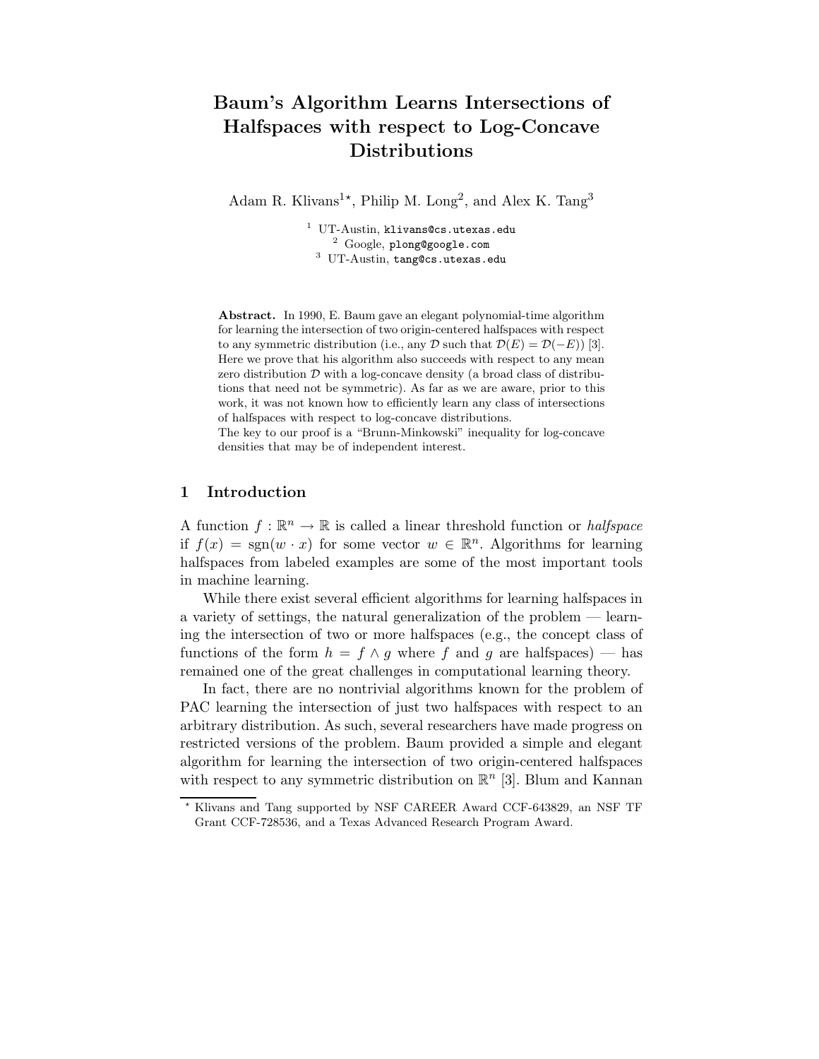# Baum's Algorithm Learns Intersections of Halfspaces with respect to Log-Concave Distributions

Adam R. Klivans[1⋆], Philip M. Long[2], and Alex K. Tang[3]

[1] UT-Austin, klivans@cs.utexas.edu
[2] Google, plong@google.com
[3] UT-Austin, tang@cs.utexas.edu

**Abstract.** In 1990, E. Baum gave an elegant polynomial-time algorithm for learning the intersection of two origin-centered halfspaces with respect to any symmetric distribution (i.e., any $\mathcal{D}$ such that $\mathcal{D}(E) = \mathcal{D}(-E)$) [3]. Here we prove that his algorithm also succeeds with respect to any mean zero distribution $\mathcal{D}$ with a log-concave density (a broad class of distributions that need not be symmetric). As far as we are aware, prior to this work, it was not known how to efficiently learn any class of intersections of halfspaces with respect to log-concave distributions.

The key to our proof is a "Brunn-Minkowski" inequality for log-concave densities that may be of independent interest.

## 1 Introduction

A function $f : \mathbb{R}^n \to \mathbb{R}$ is called a linear threshold function or *halfspace* if $f(x) = \operatorname{sgn}(w \cdot x)$ for some vector $w \in \mathbb{R}^n$. Algorithms for learning halfspaces from labeled examples are some of the most important tools in machine learning.

While there exist several efficient algorithms for learning halfspaces in a variety of settings, the natural generalization of the problem — learning the intersection of two or more halfspaces (e.g., the concept class of functions of the form $h = f \wedge g$ where $f$ and $g$ are halfspaces) — has remained one of the great challenges in computational learning theory.

In fact, there are no nontrivial algorithms known for the problem of PAC learning the intersection of just two halfspaces with respect to an arbitrary distribution. As such, several researchers have made progress on restricted versions of the problem. Baum provided a simple and elegant algorithm for learning the intersection of two origin-centered halfspaces with respect to any symmetric distribution on $\mathbb{R}^n$ [3]. Blum and Kannan

⋆ Klivans and Tang supported by NSF CAREER Award CCF-643829, an NSF TF Grant CCF-728536, and a Texas Advanced Research Program Award.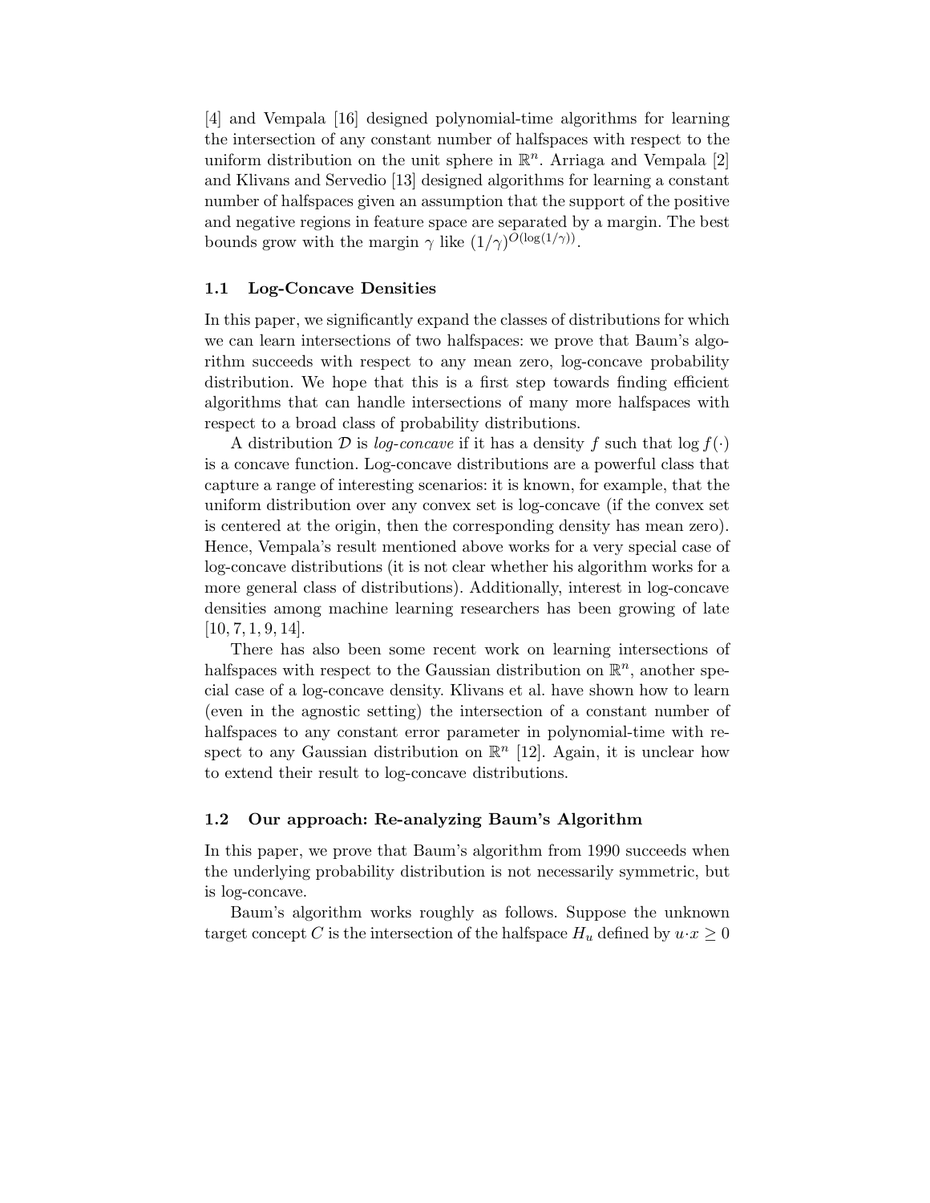[4] and Vempala [16] designed polynomial-time algorithms for learning the intersection of any constant number of halfspaces with respect to the uniform distribution on the unit sphere in $\mathbb{R}^n$. Arriaga and Vempala [2] and Klivans and Servedio [13] designed algorithms for learning a constant number of halfspaces given an assumption that the support of the positive and negative regions in feature space are separated by a margin. The best bounds grow with the margin $\gamma$ like $(1/\gamma)^{O(\log(1/\gamma))}$.

### 1.1 Log-Concave Densities

In this paper, we significantly expand the classes of distributions for which we can learn intersections of two halfspaces: we prove that Baum's algorithm succeeds with respect to any mean zero, log-concave probability distribution. We hope that this is a first step towards finding efficient algorithms that can handle intersections of many more halfspaces with respect to a broad class of probability distributions.

A distribution $\mathcal{D}$ is *log-concave* if it has a density $f$ such that $\log f(\cdot)$ is a concave function. Log-concave distributions are a powerful class that capture a range of interesting scenarios: it is known, for example, that the uniform distribution over any convex set is log-concave (if the convex set is centered at the origin, then the corresponding density has mean zero). Hence, Vempala's result mentioned above works for a very special case of log-concave distributions (it is not clear whether his algorithm works for a more general class of distributions). Additionally, interest in log-concave densities among machine learning researchers has been growing of late [10, 7, 1, 9, 14].

There has also been some recent work on learning intersections of halfspaces with respect to the Gaussian distribution on $\mathbb{R}^n$, another special case of a log-concave density. Klivans et al. have shown how to learn (even in the agnostic setting) the intersection of a constant number of halfspaces to any constant error parameter in polynomial-time with respect to any Gaussian distribution on $\mathbb{R}^n$ [12]. Again, it is unclear how to extend their result to log-concave distributions.

### 1.2 Our approach: Re-analyzing Baum's Algorithm

In this paper, we prove that Baum's algorithm from 1990 succeeds when the underlying probability distribution is not necessarily symmetric, but is log-concave.

Baum's algorithm works roughly as follows. Suppose the unknown target concept $C$ is the intersection of the halfspace $H_u$ defined by $u \cdot x \geq 0$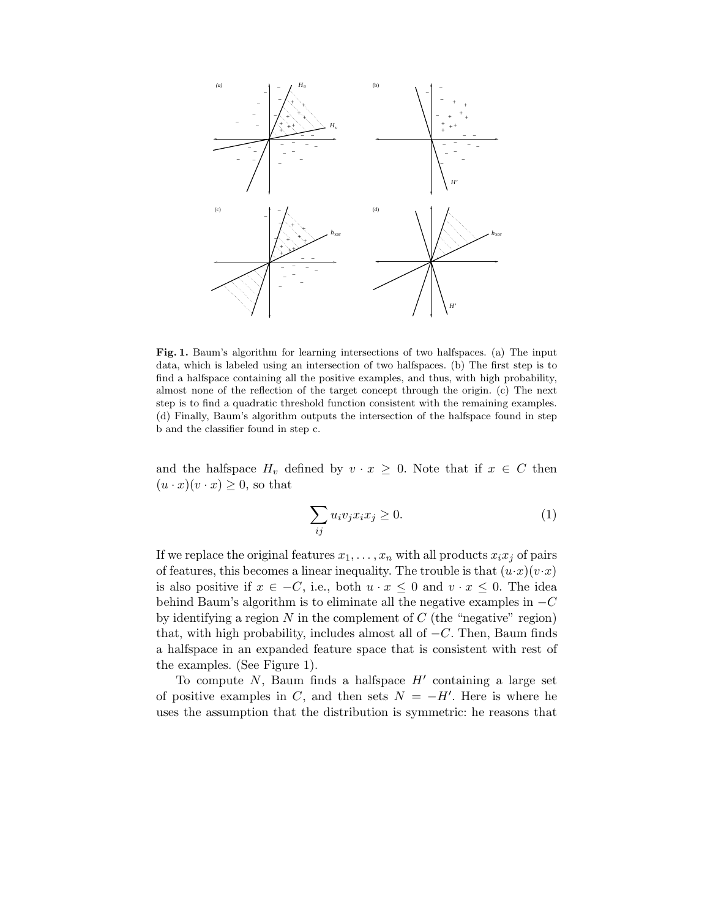**Fig. 1.** Baum's algorithm for learning intersections of two halfspaces. (a) The input data, which is labeled using an intersection of two halfspaces. (b) The first step is to find a halfspace containing all the positive examples, and thus, with high probability, almost none of the reflection of the target concept through the origin. (c) The next step is to find a quadratic threshold function consistent with the remaining examples. (d) Finally, Baum's algorithm outputs the intersection of the halfspace found in step b and the classifier found in step c.

and the halfspace $H_v$ defined by $v \cdot x \geq 0$. Note that if $x \in C$ then $(u \cdot x)(v \cdot x) \geq 0$, so that

$$\sum_{ij} u_i v_j x_i x_j \geq 0. \tag{1}$$

If we replace the original features $x_1, \ldots, x_n$ with all products $x_i x_j$ of pairs of features, this becomes a linear inequality. The trouble is that $(u \cdot x)(v \cdot x)$ is also positive if $x \in -C$, i.e., both $u \cdot x \leq 0$ and $v \cdot x \leq 0$. The idea behind Baum's algorithm is to eliminate all the negative examples in $-C$ by identifying a region $N$ in the complement of $C$ (the "negative" region) that, with high probability, includes almost all of $-C$. Then, Baum finds a halfspace in an expanded feature space that is consistent with rest of the examples. (See Figure 1).

To compute $N$, Baum finds a halfspace $H'$ containing a large set of positive examples in $C$, and then sets $N = -H'$. Here is where he uses the assumption that the distribution is symmetric: he reasons that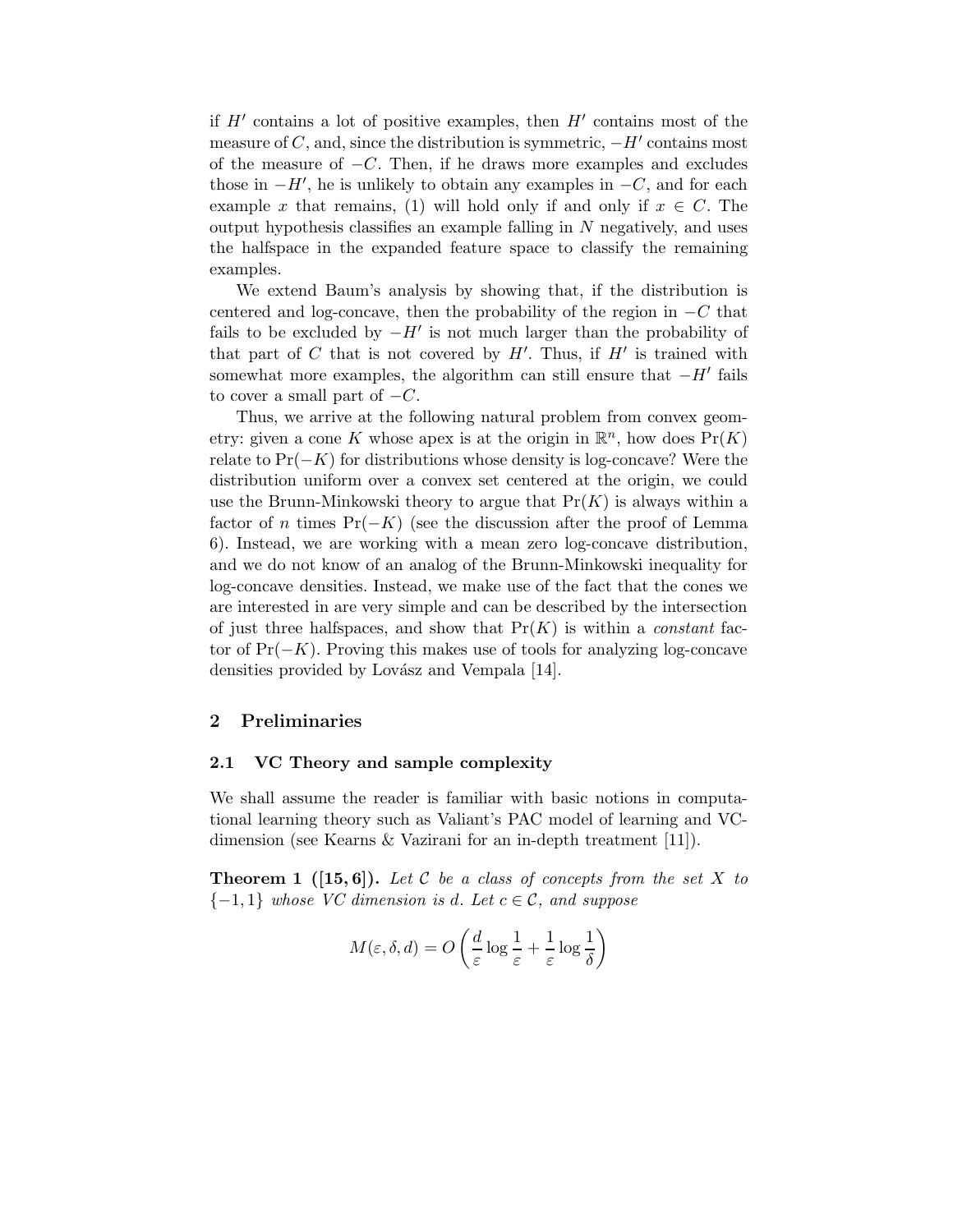if $H'$ contains a lot of positive examples, then $H'$ contains most of the measure of $C$, and, since the distribution is symmetric, $-H'$ contains most of the measure of $-C$. Then, if he draws more examples and excludes those in $-H'$, he is unlikely to obtain any examples in $-C$, and for each example $x$ that remains, (1) will hold only if and only if $x \in C$. The output hypothesis classifies an example falling in $N$ negatively, and uses the halfspace in the expanded feature space to classify the remaining examples.

We extend Baum's analysis by showing that, if the distribution is centered and log-concave, then the probability of the region in $-C$ that fails to be excluded by $-H'$ is not much larger than the probability of that part of $C$ that is not covered by $H'$. Thus, if $H'$ is trained with somewhat more examples, the algorithm can still ensure that $-H'$ fails to cover a small part of $-C$.

Thus, we arrive at the following natural problem from convex geometry: given a cone $K$ whose apex is at the origin in $\mathbb{R}^n$, how does $\Pr(K)$ relate to $\Pr(-K)$ for distributions whose density is log-concave? Were the distribution uniform over a convex set centered at the origin, we could use the Brunn-Minkowski theory to argue that $\Pr(K)$ is always within a factor of $n$ times $\Pr(-K)$ (see the discussion after the proof of Lemma 6). Instead, we are working with a mean zero log-concave distribution, and we do not know of an analog of the Brunn-Minkowski inequality for log-concave densities. Instead, we make use of the fact that the cones we are interested in are very simple and can be described by the intersection of just three halfspaces, and show that $\Pr(K)$ is within a *constant* factor of $\Pr(-K)$. Proving this makes use of tools for analyzing log-concave densities provided by Lovász and Vempala [14].

## 2 Preliminaries

### 2.1 VC Theory and sample complexity

We shall assume the reader is familiar with basic notions in computational learning theory such as Valiant's PAC model of learning and VC-dimension (see Kearns & Vazirani for an in-depth treatment [11]).

**Theorem 1 ([15, 6]).** *Let $\mathcal{C}$ be a class of concepts from the set $X$ to $\{-1, 1\}$ whose VC dimension is $d$. Let $c \in \mathcal{C}$, and suppose*

$$M(\varepsilon, \delta, d) = O\left(\frac{d}{\varepsilon} \log \frac{1}{\varepsilon} + \frac{1}{\varepsilon} \log \frac{1}{\delta}\right)$$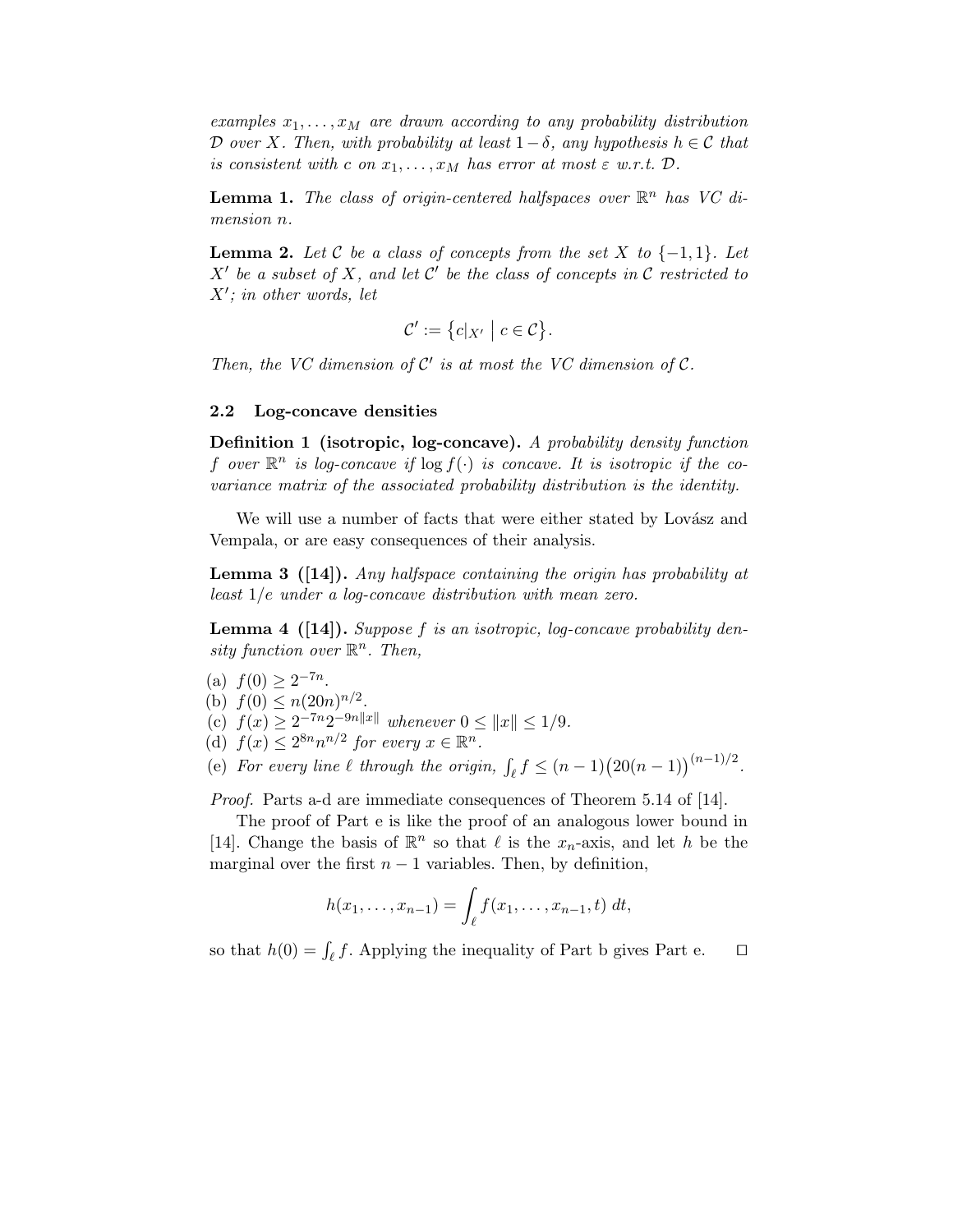*examples $x_1, \ldots, x_M$ are drawn according to any probability distribution $\mathcal{D}$ over $X$. Then, with probability at least $1-\delta$, any hypothesis $h \in \mathcal{C}$ that is consistent with $c$ on $x_1, \ldots, x_M$ has error at most $\varepsilon$ w.r.t. $\mathcal{D}$.*

**Lemma 1.** *The class of origin-centered halfspaces over $\mathbb{R}^n$ has VC dimension $n$.*

**Lemma 2.** *Let $\mathcal{C}$ be a class of concepts from the set $X$ to $\{-1, 1\}$. Let $X'$ be a subset of $X$, and let $\mathcal{C}'$ be the class of concepts in $\mathcal{C}$ restricted to $X'$; in other words, let*

$$\mathcal{C}' := \{c|_{X'} \mid c \in \mathcal{C}\}.$$

*Then, the VC dimension of $\mathcal{C}'$ is at most the VC dimension of $\mathcal{C}$.*

### 2.2 Log-concave densities

**Definition 1 (isotropic, log-concave).** *A probability density function $f$ over $\mathbb{R}^n$ is log-concave if $\log f(\cdot)$ is concave. It is isotropic if the covariance matrix of the associated probability distribution is the identity.*

We will use a number of facts that were either stated by Lovász and Vempala, or are easy consequences of their analysis.

**Lemma 3 ([14]).** *Any halfspace containing the origin has probability at least $1/e$ under a log-concave distribution with mean zero.*

**Lemma 4 ([14]).** *Suppose $f$ is an isotropic, log-concave probability density function over $\mathbb{R}^n$. Then,*

(a) $f(0) \geq 2^{-7n}$.
(b) $f(0) \leq n(20n)^{n/2}$.
(c) $f(x) \geq 2^{-7n} 2^{-9n\|x\|}$ *whenever* $0 \leq \|x\| \leq 1/9$.
(d) $f(x) \leq 2^{8n} n^{n/2}$ *for every* $x \in \mathbb{R}^n$.
(e) *For every line $\ell$ through the origin,* $\int_\ell f \leq (n-1)\big(20(n-1)\big)^{(n-1)/2}$.

*Proof.* Parts a-d are immediate consequences of Theorem 5.14 of [14].

The proof of Part e is like the proof of an analogous lower bound in [14]. Change the basis of $\mathbb{R}^n$ so that $\ell$ is the $x_n$-axis, and let $h$ be the marginal over the first $n-1$ variables. Then, by definition,

$$h(x_1, \ldots, x_{n-1}) = \int_\ell f(x_1, \ldots, x_{n-1}, t)\, dt,$$

so that $h(0) = \int_\ell f$. Applying the inequality of Part b gives Part e. $\square$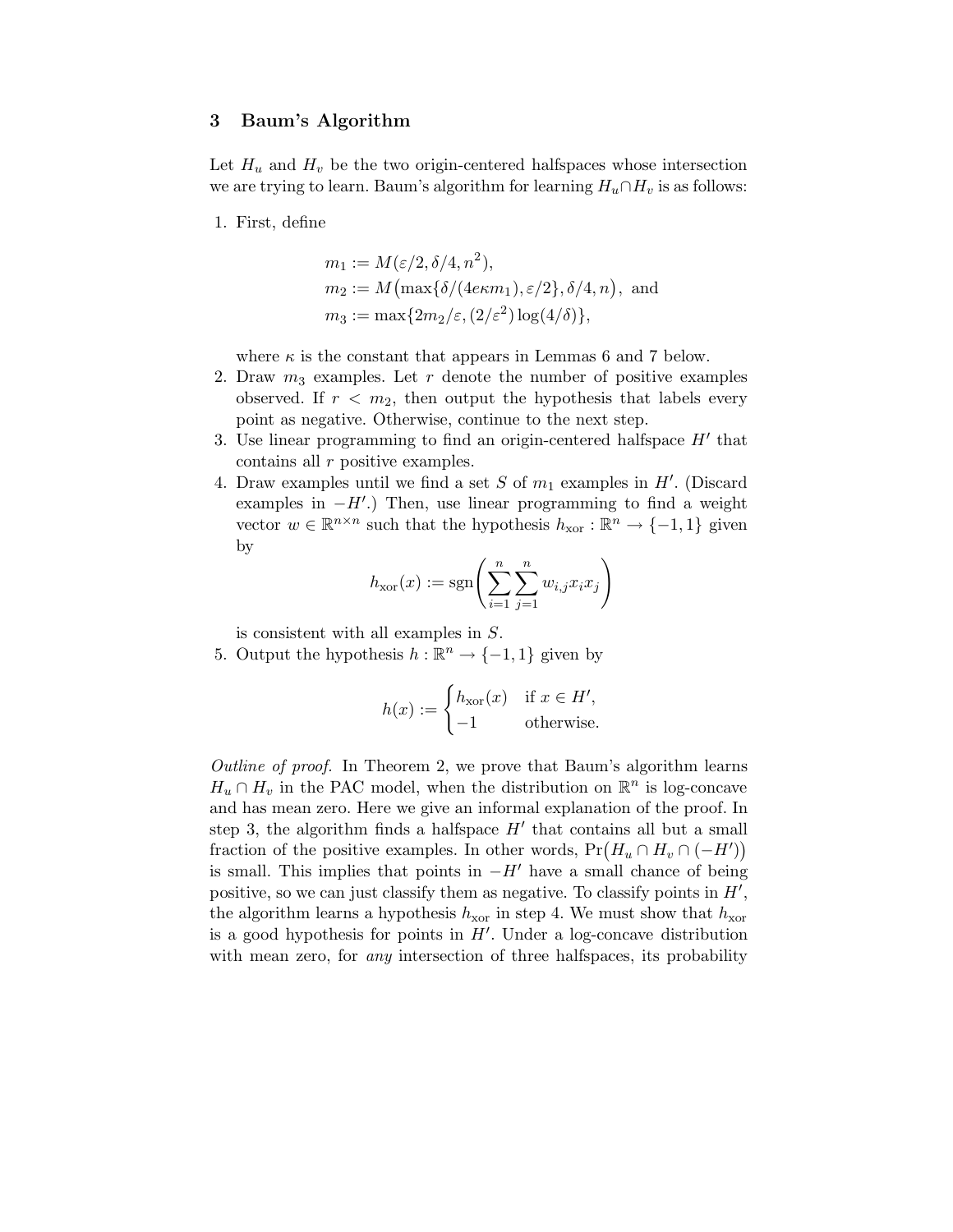## 3 Baum's Algorithm

Let $H_u$ and $H_v$ be the two origin-centered halfspaces whose intersection we are trying to learn. Baum's algorithm for learning $H_u \cap H_v$ is as follows:

1. First, define

$$m_1 := M(\varepsilon/2, \delta/4, n^2),$$
$$m_2 := M\big(\max\{\delta/(4e\kappa m_1), \varepsilon/2\}, \delta/4, n\big), \text{ and}$$
$$m_3 := \max\{2m_2/\varepsilon, (2/\varepsilon^2)\log(4/\delta)\},$$

   where $\kappa$ is the constant that appears in Lemmas 6 and 7 below.
2. Draw $m_3$ examples. Let $r$ denote the number of positive examples observed. If $r < m_2$, then output the hypothesis that labels every point as negative. Otherwise, continue to the next step.
3. Use linear programming to find an origin-centered halfspace $H'$ that contains all $r$ positive examples.
4. Draw examples until we find a set $S$ of $m_1$ examples in $H'$. (Discard examples in $-H'$.) Then, use linear programming to find a weight vector $w \in \mathbb{R}^{n \times n}$ such that the hypothesis $h_{\text{xor}} : \mathbb{R}^n \to \{-1, 1\}$ given by

$$h_{\text{xor}}(x) := \operatorname{sgn}\left(\sum_{i=1}^{n}\sum_{j=1}^{n} w_{i,j} x_i x_j\right)$$

   is consistent with all examples in $S$.
5. Output the hypothesis $h : \mathbb{R}^n \to \{-1, 1\}$ given by

$$h(x) := \begin{cases} h_{\text{xor}}(x) & \text{if } x \in H', \\ -1 & \text{otherwise.} \end{cases}$$

*Outline of proof.* In Theorem 2, we prove that Baum's algorithm learns $H_u \cap H_v$ in the PAC model, when the distribution on $\mathbb{R}^n$ is log-concave and has mean zero. Here we give an informal explanation of the proof. In step 3, the algorithm finds a halfspace $H'$ that contains all but a small fraction of the positive examples. In other words, $\Pr\big(H_u \cap H_v \cap (-H')\big)$ is small. This implies that points in $-H'$ have a small chance of being positive, so we can just classify them as negative. To classify points in $H'$, the algorithm learns a hypothesis $h_{\text{xor}}$ in step 4. We must show that $h_{\text{xor}}$ is a good hypothesis for points in $H'$. Under a log-concave distribution with mean zero, for *any* intersection of three halfspaces, its probability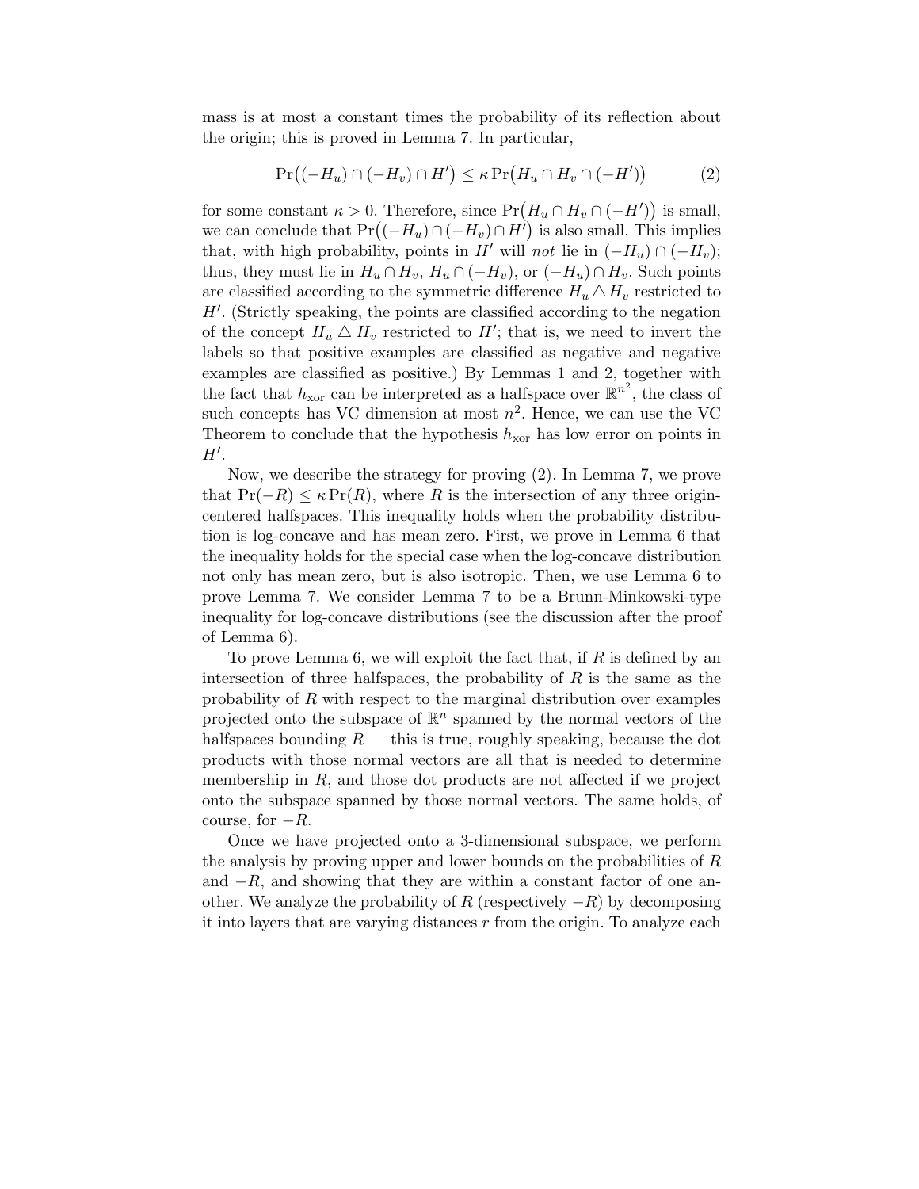mass is at most a constant times the probability of its reflection about the origin; this is proved in Lemma 7. In particular,

$$\Pr\big((-H_u) \cap (-H_v) \cap H'\big) \leq \kappa \Pr\big(H_u \cap H_v \cap (-H')\big) \tag{2}$$

for some constant $\kappa > 0$. Therefore, since $\Pr\big(H_u \cap H_v \cap (-H')\big)$ is small, we can conclude that $\Pr\big((-H_u) \cap (-H_v) \cap H'\big)$ is also small. This implies that, with high probability, points in $H'$ will *not* lie in $(-H_u) \cap (-H_v)$; thus, they must lie in $H_u \cap H_v$, $H_u \cap (-H_v)$, or $(-H_u) \cap H_v$. Such points are classified according to the symmetric difference $H_u \triangle H_v$ restricted to $H'$. (Strictly speaking, the points are classified according to the negation of the concept $H_u \triangle H_v$ restricted to $H'$; that is, we need to invert the labels so that positive examples are classified as negative and negative examples are classified as positive.) By Lemmas 1 and 2, together with the fact that $h_{\text{xor}}$ can be interpreted as a halfspace over $\mathbb{R}^{n^2}$, the class of such concepts has VC dimension at most $n^2$. Hence, we can use the VC Theorem to conclude that the hypothesis $h_{\text{xor}}$ has low error on points in $H'$.

Now, we describe the strategy for proving (2). In Lemma 7, we prove that $\Pr(-R) \leq \kappa \Pr(R)$, where $R$ is the intersection of any three origin-centered halfspaces. This inequality holds when the probability distribution is log-concave and has mean zero. First, we prove in Lemma 6 that the inequality holds for the special case when the log-concave distribution not only has mean zero, but is also isotropic. Then, we use Lemma 6 to prove Lemma 7. We consider Lemma 7 to be a Brunn-Minkowski-type inequality for log-concave distributions (see the discussion after the proof of Lemma 6).

To prove Lemma 6, we will exploit the fact that, if $R$ is defined by an intersection of three halfspaces, the probability of $R$ is the same as the probability of $R$ with respect to the marginal distribution over examples projected onto the subspace of $\mathbb{R}^n$ spanned by the normal vectors of the halfspaces bounding $R$ — this is true, roughly speaking, because the dot products with those normal vectors are all that is needed to determine membership in $R$, and those dot products are not affected if we project onto the subspace spanned by those normal vectors. The same holds, of course, for $-R$.

Once we have projected onto a 3-dimensional subspace, we perform the analysis by proving upper and lower bounds on the probabilities of $R$ and $-R$, and showing that they are within a constant factor of one another. We analyze the probability of $R$ (respectively $-R$) by decomposing it into layers that are varying distances $r$ from the origin. To analyze each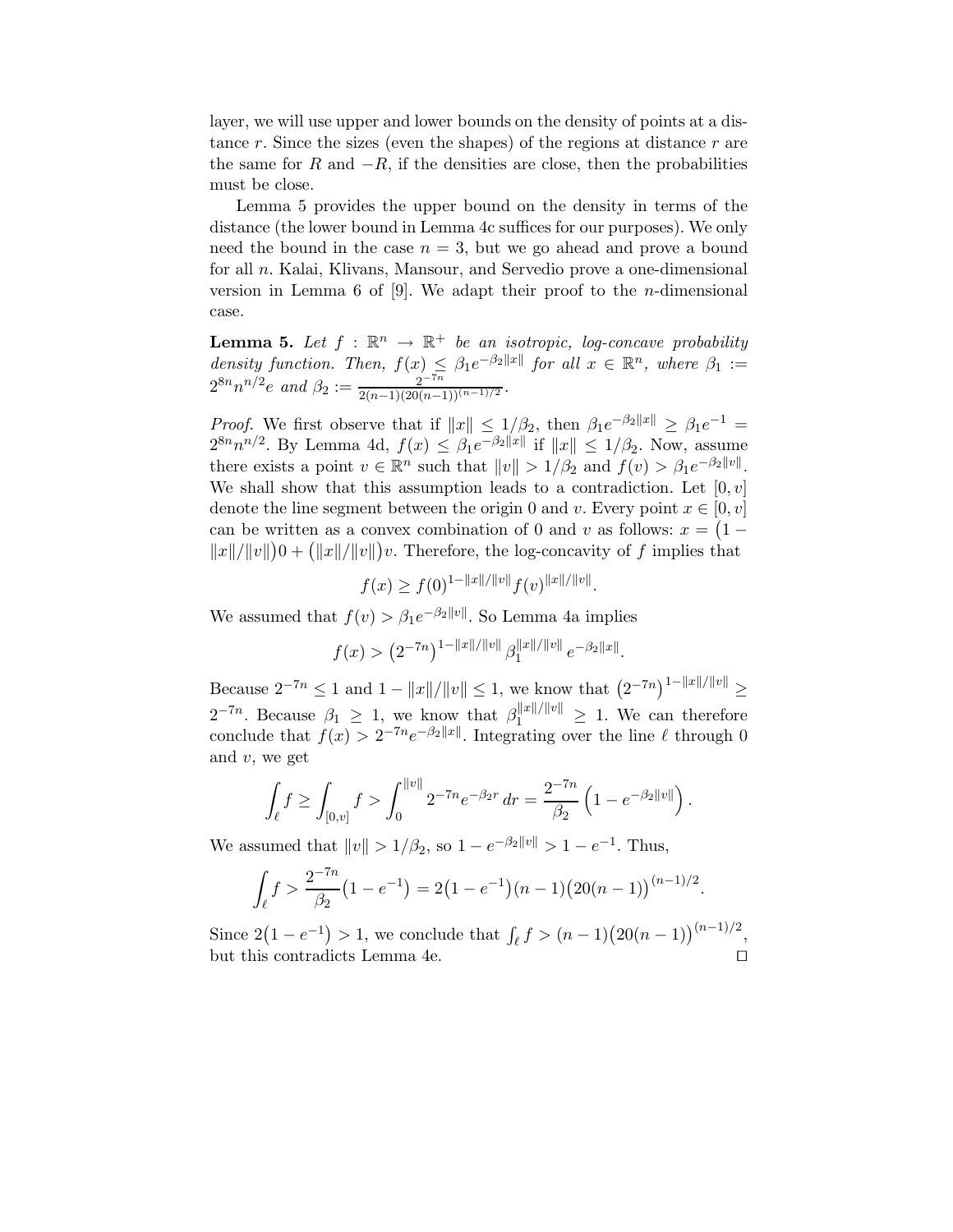layer, we will use upper and lower bounds on the density of points at a distance $r$. Since the sizes (even the shapes) of the regions at distance $r$ are the same for $R$ and $-R$, if the densities are close, then the probabilities must be close.

Lemma 5 provides the upper bound on the density in terms of the distance (the lower bound in Lemma 4c suffices for our purposes). We only need the bound in the case $n = 3$, but we go ahead and prove a bound for all $n$. Kalai, Klivans, Mansour, and Servedio prove a one-dimensional version in Lemma 6 of [9]. We adapt their proof to the $n$-dimensional case.

**Lemma 5.** *Let $f : \mathbb{R}^n \to \mathbb{R}^+$ be an isotropic, log-concave probability density function. Then, $f(x) \leq \beta_1 e^{-\beta_2 \|x\|}$ for all $x \in \mathbb{R}^n$, where $\beta_1 := 2^{8n} n^{n/2} e$ and $\beta_2 := \frac{2^{-7n}}{2(n-1)(20(n-1))^{(n-1)/2}}$.*

*Proof.* We first observe that if $\|x\| \leq 1/\beta_2$, then $\beta_1 e^{-\beta_2 \|x\|} \geq \beta_1 e^{-1} = 2^{8n} n^{n/2}$. By Lemma 4d, $f(x) \leq \beta_1 e^{-\beta_2 \|x\|}$ if $\|x\| \leq 1/\beta_2$. Now, assume there exists a point $v \in \mathbb{R}^n$ such that $\|v\| > 1/\beta_2$ and $f(v) > \beta_1 e^{-\beta_2 \|v\|}$. We shall show that this assumption leads to a contradiction. Let $[0, v]$ denote the line segment between the origin 0 and $v$. Every point $x \in [0, v]$ can be written as a convex combination of 0 and $v$ as follows: $x = \big(1 - \|x\|/\|v\|\big)0 + \big(\|x\|/\|v\|\big)v$. Therefore, the log-concavity of $f$ implies that

$$f(x) \geq f(0)^{1-\|x\|/\|v\|} f(v)^{\|x\|/\|v\|}.$$

We assumed that $f(v) > \beta_1 e^{-\beta_2 \|v\|}$. So Lemma 4a implies

$$f(x) > \big(2^{-7n}\big)^{1-\|x\|/\|v\|} \beta_1^{\|x\|/\|v\|} e^{-\beta_2 \|x\|}.$$

Because $2^{-7n} \leq 1$ and $1 - \|x\|/\|v\| \leq 1$, we know that $\big(2^{-7n}\big)^{1-\|x\|/\|v\|} \geq 2^{-7n}$. Because $\beta_1 \geq 1$, we know that $\beta_1^{\|x\|/\|v\|} \geq 1$. We can therefore conclude that $f(x) > 2^{-7n} e^{-\beta_2 \|x\|}$. Integrating over the line $\ell$ through 0 and $v$, we get

$$\int_\ell f \geq \int_{[0,v]} f > \int_0^{\|v\|} 2^{-7n} e^{-\beta_2 r}\, dr = \frac{2^{-7n}}{\beta_2}\left(1 - e^{-\beta_2 \|v\|}\right).$$

We assumed that $\|v\| > 1/\beta_2$, so $1 - e^{-\beta_2 \|v\|} > 1 - e^{-1}$. Thus,

$$\int_\ell f > \frac{2^{-7n}}{\beta_2}\big(1 - e^{-1}\big) = 2\big(1 - e^{-1}\big)(n-1)\big(20(n-1)\big)^{(n-1)/2}.$$

Since $2\big(1 - e^{-1}\big) > 1$, we conclude that $\int_\ell f > (n-1)\big(20(n-1)\big)^{(n-1)/2}$, but this contradicts Lemma 4e. $\square$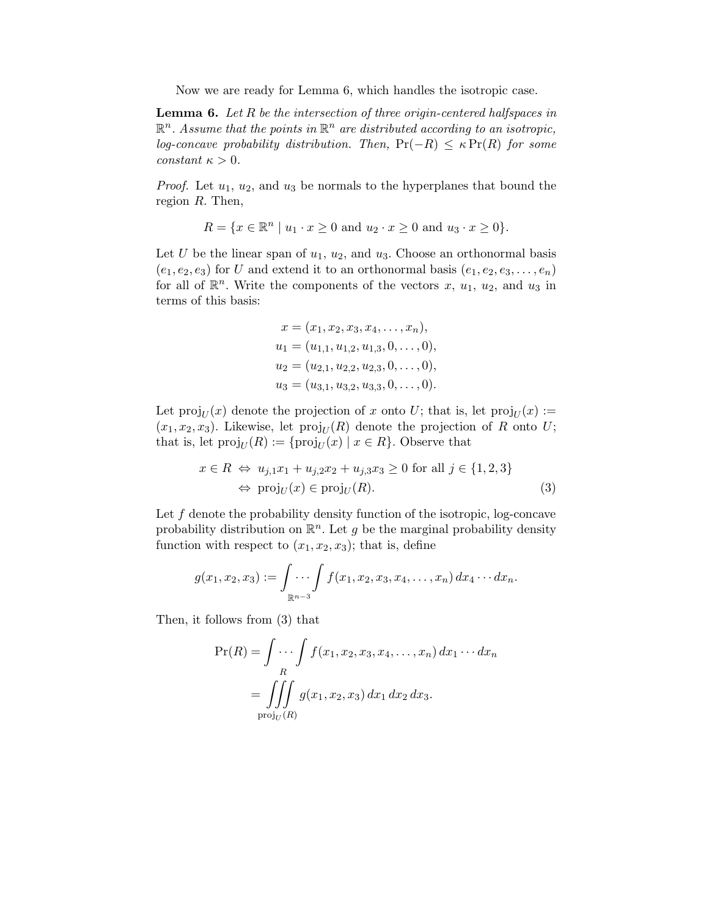Now we are ready for Lemma 6, which handles the isotropic case.

**Lemma 6.** *Let $R$ be the intersection of three origin-centered halfspaces in $\mathbb{R}^n$. Assume that the points in $\mathbb{R}^n$ are distributed according to an isotropic, log-concave probability distribution. Then, $\Pr(-R) \leq \kappa \Pr(R)$ for some constant $\kappa > 0$.*

*Proof.* Let $u_1$, $u_2$, and $u_3$ be normals to the hyperplanes that bound the region $R$. Then,

$$R = \{x \in \mathbb{R}^n \mid u_1 \cdot x \geq 0 \text{ and } u_2 \cdot x \geq 0 \text{ and } u_3 \cdot x \geq 0\}.$$

Let $U$ be the linear span of $u_1$, $u_2$, and $u_3$. Choose an orthonormal basis $(e_1, e_2, e_3)$ for $U$ and extend it to an orthonormal basis $(e_1, e_2, e_3, \ldots, e_n)$ for all of $\mathbb{R}^n$. Write the components of the vectors $x$, $u_1$, $u_2$, and $u_3$ in terms of this basis:

$$\begin{aligned}
x &= (x_1, x_2, x_3, x_4, \ldots, x_n), \\
u_1 &= (u_{1,1}, u_{1,2}, u_{1,3}, 0, \ldots, 0), \\
u_2 &= (u_{2,1}, u_{2,2}, u_{2,3}, 0, \ldots, 0), \\
u_3 &= (u_{3,1}, u_{3,2}, u_{3,3}, 0, \ldots, 0).
\end{aligned}$$

Let $\operatorname{proj}_U(x)$ denote the projection of $x$ onto $U$; that is, let $\operatorname{proj}_U(x) := (x_1, x_2, x_3)$. Likewise, let $\operatorname{proj}_U(R)$ denote the projection of $R$ onto $U$; that is, let $\operatorname{proj}_U(R) := \{\operatorname{proj}_U(x) \mid x \in R\}$. Observe that

$$\begin{aligned}
x \in R &\Leftrightarrow u_{j,1}x_1 + u_{j,2}x_2 + u_{j,3}x_3 \geq 0 \text{ for all } j \in \{1, 2, 3\} \\
&\Leftrightarrow \operatorname{proj}_U(x) \in \operatorname{proj}_U(R).
\end{aligned} \tag{3}$$

Let $f$ denote the probability density function of the isotropic, log-concave probability distribution on $\mathbb{R}^n$. Let $g$ be the marginal probability density function with respect to $(x_1, x_2, x_3)$; that is, define

$$g(x_1, x_2, x_3) := \int \cdots \int_{\mathbb{R}^{n-3}} f(x_1, x_2, x_3, x_4, \ldots, x_n) \, dx_4 \cdots dx_n.$$

Then, it follows from (3) that

$$\begin{aligned}
\Pr(R) &= \int \cdots \int_{R} f(x_1, x_2, x_3, x_4, \ldots, x_n) \, dx_1 \cdots dx_n \\
&= \iiint_{\operatorname{proj}_U(R)} g(x_1, x_2, x_3) \, dx_1 \, dx_2 \, dx_3.
\end{aligned}$$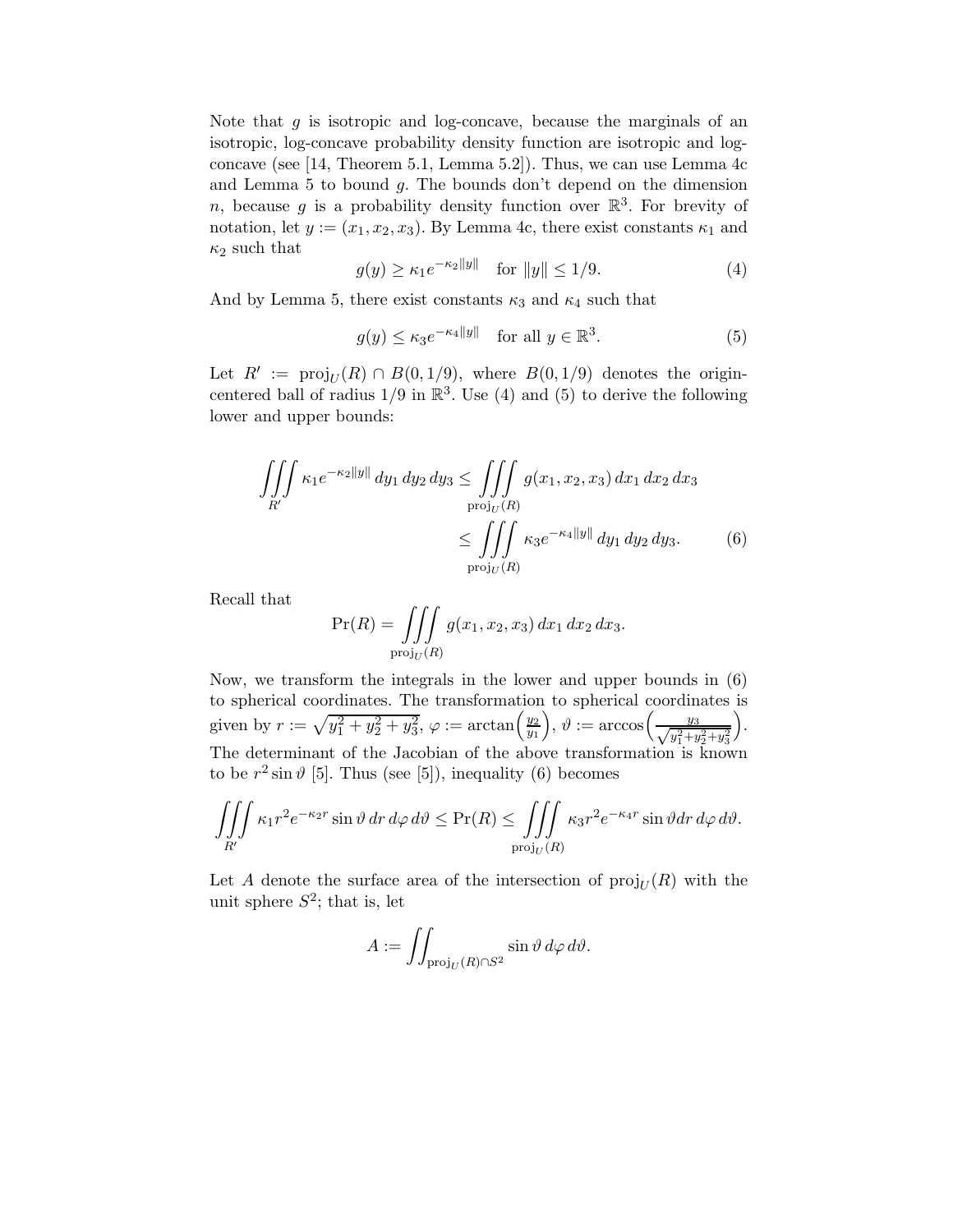Note that $g$ is isotropic and log-concave, because the marginals of an isotropic, log-concave probability density function are isotropic and log-concave (see [14, Theorem 5.1, Lemma 5.2]). Thus, we can use Lemma 4c and Lemma 5 to bound $g$. The bounds don't depend on the dimension $n$, because $g$ is a probability density function over $\mathbb{R}^3$. For brevity of notation, let $y := (x_1, x_2, x_3)$. By Lemma 4c, there exist constants $\kappa_1$ and $\kappa_2$ such that

$$g(y) \geq \kappa_1 e^{-\kappa_2 \|y\|} \quad \text{for } \|y\| \leq 1/9. \tag{4}$$

And by Lemma 5, there exist constants $\kappa_3$ and $\kappa_4$ such that

$$g(y) \leq \kappa_3 e^{-\kappa_4 \|y\|} \quad \text{for all } y \in \mathbb{R}^3. \tag{5}$$

Let $R' := \text{proj}_U(R) \cap B(0, 1/9)$, where $B(0, 1/9)$ denotes the origin-centered ball of radius $1/9$ in $\mathbb{R}^3$. Use (4) and (5) to derive the following lower and upper bounds:

$$\begin{aligned} \iiint\limits_{R'} \kappa_1 e^{-\kappa_2 \|y\|} \, dy_1 \, dy_2 \, dy_3 &\leq \iiint\limits_{\text{proj}_U(R)} g(x_1, x_2, x_3) \, dx_1 \, dx_2 \, dx_3 \\ &\leq \iiint\limits_{\text{proj}_U(R)} \kappa_3 e^{-\kappa_4 \|y\|} \, dy_1 \, dy_2 \, dy_3. \end{aligned} \tag{6}$$

Recall that

$$\Pr(R) = \iiint\limits_{\text{proj}_U(R)} g(x_1, x_2, x_3) \, dx_1 \, dx_2 \, dx_3.$$

Now, we transform the integrals in the lower and upper bounds in (6) to spherical coordinates. The transformation to spherical coordinates is given by $r := \sqrt{y_1^2 + y_2^2 + y_3^2}$, $\varphi := \arctan\left(\frac{y_2}{y_1}\right)$, $\vartheta := \arccos\left(\frac{y_3}{\sqrt{y_1^2+y_2^2+y_3^2}}\right)$. The determinant of the Jacobian of the above transformation is known to be $r^2 \sin \vartheta$ [5]. Thus (see [5]), inequality (6) becomes

$$\iiint\limits_{R'} \kappa_1 r^2 e^{-\kappa_2 r} \sin \vartheta \, dr \, d\varphi \, d\vartheta \leq \Pr(R) \leq \iiint\limits_{\text{proj}_U(R)} \kappa_3 r^2 e^{-\kappa_4 r} \sin \vartheta dr \, d\varphi \, d\vartheta.$$

Let $A$ denote the surface area of the intersection of $\text{proj}_U(R)$ with the unit sphere $S^2$; that is, let

$$A := \iint_{\text{proj}_U(R) \cap S^2} \sin \vartheta \, d\varphi \, d\vartheta.$$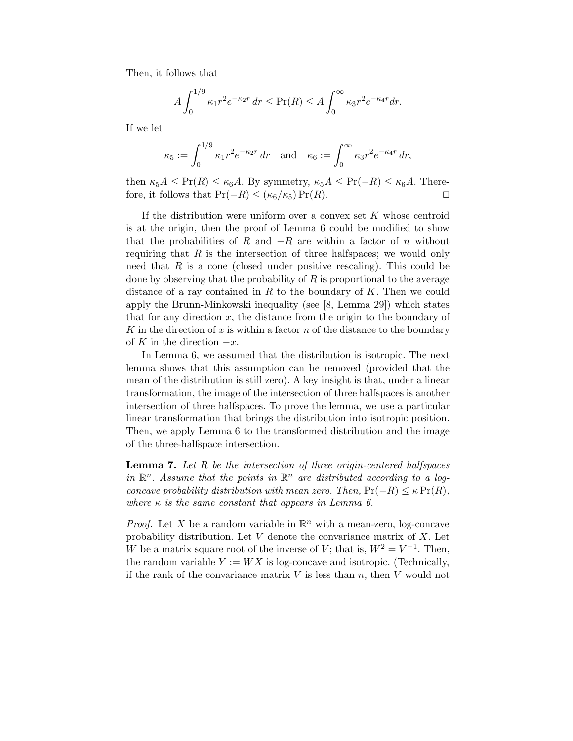Then, it follows that

$$A \int_0^{1/9} \kappa_1 r^2 e^{-\kappa_2 r}\, dr \le \Pr(R) \le A \int_0^{\infty} \kappa_3 r^2 e^{-\kappa_4 r} dr.$$

If we let

$$\kappa_5 := \int_0^{1/9} \kappa_1 r^2 e^{-\kappa_2 r}\, dr \quad \text{and} \quad \kappa_6 := \int_0^{\infty} \kappa_3 r^2 e^{-\kappa_4 r}\, dr,$$

then $\kappa_5 A \le \Pr(R) \le \kappa_6 A$. By symmetry, $\kappa_5 A \le \Pr(-R) \le \kappa_6 A$. Therefore, it follows that $\Pr(-R) \le (\kappa_6/\kappa_5)\Pr(R)$. □

If the distribution were uniform over a convex set $K$ whose centroid is at the origin, then the proof of Lemma 6 could be modified to show that the probabilities of $R$ and $-R$ are within a factor of $n$ without requiring that $R$ is the intersection of three halfspaces; we would only need that $R$ is a cone (closed under positive rescaling). This could be done by observing that the probability of $R$ is proportional to the average distance of a ray contained in $R$ to the boundary of $K$. Then we could apply the Brunn-Minkowski inequality (see [8, Lemma 29]) which states that for any direction $x$, the distance from the origin to the boundary of $K$ in the direction of $x$ is within a factor $n$ of the distance to the boundary of $K$ in the direction $-x$.

In Lemma 6, we assumed that the distribution is isotropic. The next lemma shows that this assumption can be removed (provided that the mean of the distribution is still zero). A key insight is that, under a linear transformation, the image of the intersection of three halfspaces is another intersection of three halfspaces. To prove the lemma, we use a particular linear transformation that brings the distribution into isotropic position. Then, we apply Lemma 6 to the transformed distribution and the image of the three-halfspace intersection.

**Lemma 7.** *Let $R$ be the intersection of three origin-centered halfspaces in $\mathbb{R}^n$. Assume that the points in $\mathbb{R}^n$ are distributed according to a log-concave probability distribution with mean zero. Then, $\Pr(-R) \le \kappa \Pr(R)$, where $\kappa$ is the same constant that appears in Lemma 6.*

*Proof.* Let $X$ be a random variable in $\mathbb{R}^n$ with a mean-zero, log-concave probability distribution. Let $V$ denote the convariance matrix of $X$. Let $W$ be a matrix square root of the inverse of $V$; that is, $W^2 = V^{-1}$. Then, the random variable $Y := WX$ is log-concave and isotropic. (Technically, if the rank of the convariance matrix $V$ is less than $n$, then $V$ would not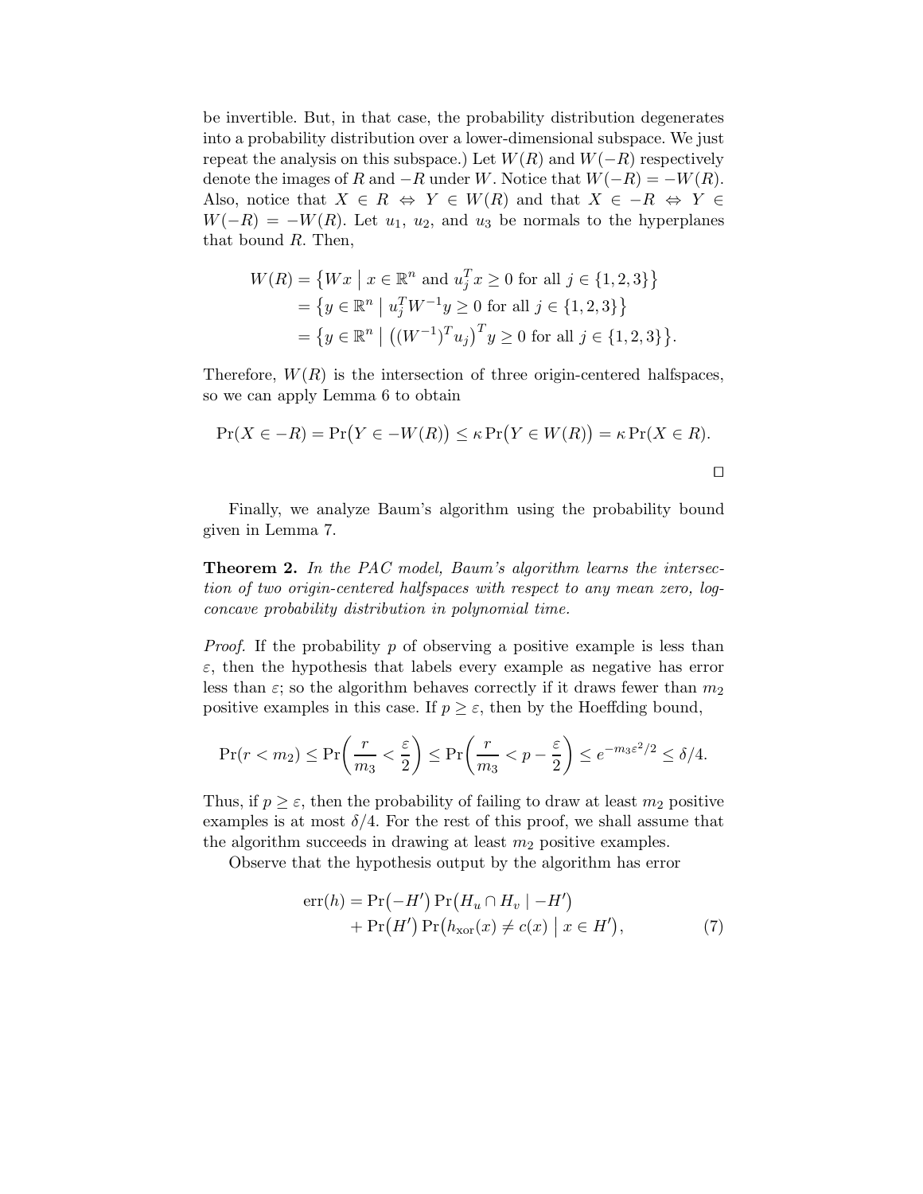be invertible. But, in that case, the probability distribution degenerates into a probability distribution over a lower-dimensional subspace. We just repeat the analysis on this subspace.) Let $W(R)$ and $W(-R)$ respectively denote the images of $R$ and $-R$ under $W$. Notice that $W(-R) = -W(R)$. Also, notice that $X \in R \Leftrightarrow Y \in W(R)$ and that $X \in -R \Leftrightarrow Y \in W(-R) = -W(R)$. Let $u_1$, $u_2$, and $u_3$ be normals to the hyperplanes that bound $R$. Then,

$$
\begin{aligned}
W(R) &= \{Wx \mid x \in \mathbb{R}^n \text{ and } u_j^T x \geq 0 \text{ for all } j \in \{1,2,3\}\} \\
&= \{y \in \mathbb{R}^n \mid u_j^T W^{-1} y \geq 0 \text{ for all } j \in \{1,2,3\}\} \\
&= \{y \in \mathbb{R}^n \mid \big((W^{-1})^T u_j\big)^T y \geq 0 \text{ for all } j \in \{1,2,3\}\}.
\end{aligned}
$$

Therefore, $W(R)$ is the intersection of three origin-centered halfspaces, so we can apply Lemma 6 to obtain

$$
\Pr(X \in -R) = \Pr\big(Y \in -W(R)\big) \leq \kappa \Pr\big(Y \in W(R)\big) = \kappa \Pr(X \in R).
$$

□

Finally, we analyze Baum's algorithm using the probability bound given in Lemma 7.

**Theorem 2.** *In the PAC model, Baum's algorithm learns the intersection of two origin-centered halfspaces with respect to any mean zero, log-concave probability distribution in polynomial time.*

*Proof.* If the probability $p$ of observing a positive example is less than $\varepsilon$, then the hypothesis that labels every example as negative has error less than $\varepsilon$; so the algorithm behaves correctly if it draws fewer than $m_2$ positive examples in this case. If $p \geq \varepsilon$, then by the Hoeffding bound,

$$
\Pr(r < m_2) \leq \Pr\left(\frac{r}{m_3} < \frac{\varepsilon}{2}\right) \leq \Pr\left(\frac{r}{m_3} < p - \frac{\varepsilon}{2}\right) \leq e^{-m_3 \varepsilon^2/2} \leq \delta/4.
$$

Thus, if $p \geq \varepsilon$, then the probability of failing to draw at least $m_2$ positive examples is at most $\delta/4$. For the rest of this proof, we shall assume that the algorithm succeeds in drawing at least $m_2$ positive examples.

Observe that the hypothesis output by the algorithm has error

$$
\begin{aligned}
\operatorname{err}(h) = &\Pr\big(-H'\big) \Pr\big(H_u \cap H_v \mid -H'\big) \\
&+ \Pr\big(H'\big) \Pr\big(h_{\text{xor}}(x) \neq c(x) \mid x \in H'\big),
\end{aligned} \tag{7}
$$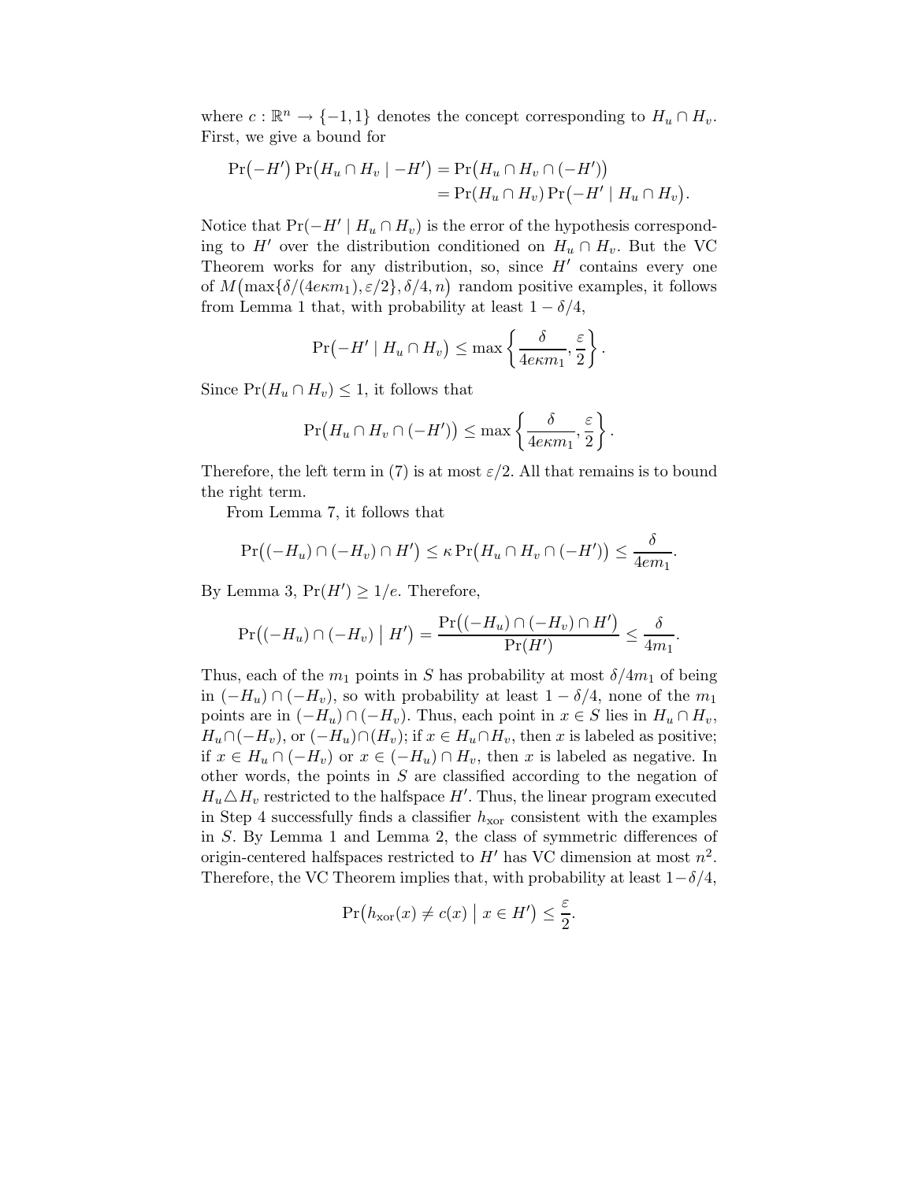where $c : \mathbb{R}^n \to \{-1, 1\}$ denotes the concept corresponding to $H_u \cap H_v$. First, we give a bound for

$$\begin{aligned}
\Pr\bigl(-H'\bigr)\Pr\bigl(H_u \cap H_v \mid -H'\bigr) &= \Pr\bigl(H_u \cap H_v \cap (-H')\bigr) \\
&= \Pr(H_u \cap H_v)\Pr\bigl(-H' \mid H_u \cap H_v\bigr).
\end{aligned}$$

Notice that $\Pr(-H' \mid H_u \cap H_v)$ is the error of the hypothesis corresponding to $H'$ over the distribution conditioned on $H_u \cap H_v$. But the VC Theorem works for any distribution, so, since $H'$ contains every one of $M\bigl(\max\{\delta/(4e\kappa m_1), \varepsilon/2\}, \delta/4, n\bigr)$ random positive examples, it follows from Lemma 1 that, with probability at least $1 - \delta/4$,

$$\Pr\bigl(-H' \mid H_u \cap H_v\bigr) \le \max\left\{\frac{\delta}{4e\kappa m_1}, \frac{\varepsilon}{2}\right\}.$$

Since $\Pr(H_u \cap H_v) \le 1$, it follows that

$$\Pr\bigl(H_u \cap H_v \cap (-H')\bigr) \le \max\left\{\frac{\delta}{4e\kappa m_1}, \frac{\varepsilon}{2}\right\}.$$

Therefore, the left term in (7) is at most $\varepsilon/2$. All that remains is to bound the right term.

From Lemma 7, it follows that

$$\Pr\bigl((-H_u) \cap (-H_v) \cap H'\bigr) \le \kappa \Pr\bigl(H_u \cap H_v \cap (-H')\bigr) \le \frac{\delta}{4em_1}.$$

By Lemma 3, $\Pr(H') \ge 1/e$. Therefore,

$$\Pr\bigl((-H_u) \cap (-H_v) \bigm| H'\bigr) = \frac{\Pr\bigl((-H_u) \cap (-H_v) \cap H'\bigr)}{\Pr(H')} \le \frac{\delta}{4m_1}.$$

Thus, each of the $m_1$ points in $S$ has probability at most $\delta/4m_1$ of being in $(-H_u) \cap (-H_v)$, so with probability at least $1 - \delta/4$, none of the $m_1$ points are in $(-H_u) \cap (-H_v)$. Thus, each point in $x \in S$ lies in $H_u \cap H_v$, $H_u \cap (-H_v)$, or $(-H_u) \cap (H_v)$; if $x \in H_u \cap H_v$, then $x$ is labeled as positive; if $x \in H_u \cap (-H_v)$ or $x \in (-H_u) \cap H_v$, then $x$ is labeled as negative. In other words, the points in $S$ are classified according to the negation of $H_u \triangle H_v$ restricted to the halfspace $H'$. Thus, the linear program executed in Step 4 successfully finds a classifier $h_{\text{xor}}$ consistent with the examples in $S$. By Lemma 1 and Lemma 2, the class of symmetric differences of origin-centered halfspaces restricted to $H'$ has VC dimension at most $n^2$. Therefore, the VC Theorem implies that, with probability at least $1-\delta/4$,

$$\Pr\bigl(h_{\text{xor}}(x) \ne c(x) \bigm| x \in H'\bigr) \le \frac{\varepsilon}{2}.$$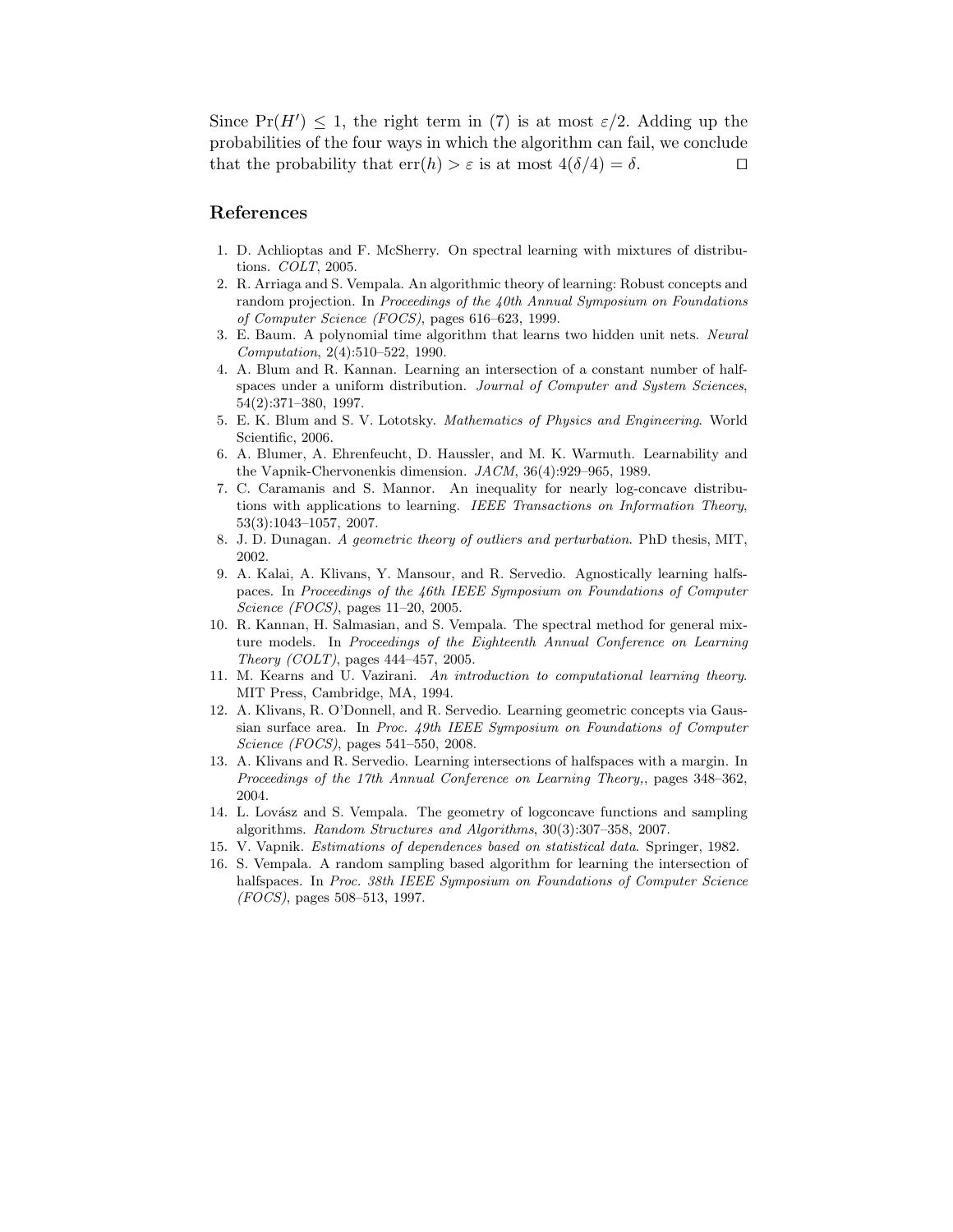Since $\Pr(H') \leq 1$, the right term in (7) is at most $\varepsilon/2$. Adding up the probabilities of the four ways in which the algorithm can fail, we conclude that the probability that $\text{err}(h) > \varepsilon$ is at most $4(\delta/4) = \delta$. $\square$

## References

1. D. Achlioptas and F. McSherry. On spectral learning with mixtures of distributions. *COLT*, 2005.
2. R. Arriaga and S. Vempala. An algorithmic theory of learning: Robust concepts and random projection. In *Proceedings of the 40th Annual Symposium on Foundations of Computer Science (FOCS)*, pages 616–623, 1999.
3. E. Baum. A polynomial time algorithm that learns two hidden unit nets. *Neural Computation*, 2(4):510–522, 1990.
4. A. Blum and R. Kannan. Learning an intersection of a constant number of halfspaces under a uniform distribution. *Journal of Computer and System Sciences*, 54(2):371–380, 1997.
5. E. K. Blum and S. V. Lototsky. *Mathematics of Physics and Engineering*. World Scientific, 2006.
6. A. Blumer, A. Ehrenfeucht, D. Haussler, and M. K. Warmuth. Learnability and the Vapnik-Chervonenkis dimension. *JACM*, 36(4):929–965, 1989.
7. C. Caramanis and S. Mannor. An inequality for nearly log-concave distributions with applications to learning. *IEEE Transactions on Information Theory*, 53(3):1043–1057, 2007.
8. J. D. Dunagan. *A geometric theory of outliers and perturbation*. PhD thesis, MIT, 2002.
9. A. Kalai, A. Klivans, Y. Mansour, and R. Servedio. Agnostically learning halfspaces. In *Proceedings of the 46th IEEE Symposium on Foundations of Computer Science (FOCS)*, pages 11–20, 2005.
10. R. Kannan, H. Salmasian, and S. Vempala. The spectral method for general mixture models. In *Proceedings of the Eighteenth Annual Conference on Learning Theory (COLT)*, pages 444–457, 2005.
11. M. Kearns and U. Vazirani. *An introduction to computational learning theory*. MIT Press, Cambridge, MA, 1994.
12. A. Klivans, R. O'Donnell, and R. Servedio. Learning geometric concepts via Gaussian surface area. In *Proc. 49th IEEE Symposium on Foundations of Computer Science (FOCS)*, pages 541–550, 2008.
13. A. Klivans and R. Servedio. Learning intersections of halfspaces with a margin. In *Proceedings of the 17th Annual Conference on Learning Theory,*, pages 348–362, 2004.
14. L. Lovász and S. Vempala. The geometry of logconcave functions and sampling algorithms. *Random Structures and Algorithms*, 30(3):307–358, 2007.
15. V. Vapnik. *Estimations of dependences based on statistical data*. Springer, 1982.
16. S. Vempala. A random sampling based algorithm for learning the intersection of halfspaces. In *Proc. 38th IEEE Symposium on Foundations of Computer Science (FOCS)*, pages 508–513, 1997.